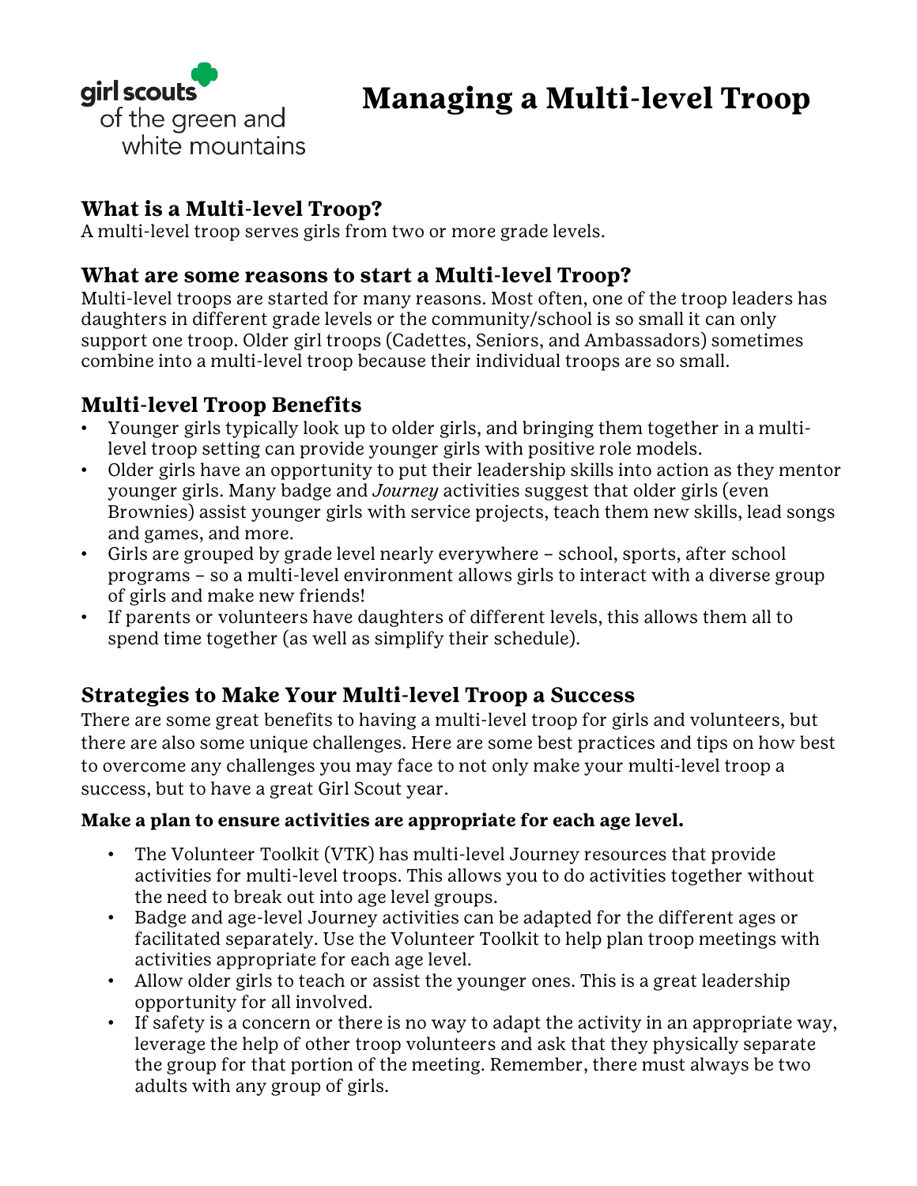girl scouts of the green and white mountains

# Managing a Multi-level Troop

## What is a Multi-level Troop?

A multi-level troop serves girls from two or more grade levels.

## What are some reasons to start a Multi-level Troop?

Multi-level troops are started for many reasons. Most often, one of the troop leaders has daughters in different grade levels or the community/school is so small it can only support one troop. Older girl troops (Cadettes, Seniors, and Ambassadors) sometimes combine into a multi-level troop because their individual troops are so small.

## Multi-level Troop Benefits

- Younger girls typically look up to older girls, and bringing them together in a multi-level troop setting can provide younger girls with positive role models.
- Older girls have an opportunity to put their leadership skills into action as they mentor younger girls. Many badge and *Journey* activities suggest that older girls (even Brownies) assist younger girls with service projects, teach them new skills, lead songs and games, and more.
- Girls are grouped by grade level nearly everywhere – school, sports, after school programs – so a multi-level environment allows girls to interact with a diverse group of girls and make new friends!
- If parents or volunteers have daughters of different levels, this allows them all to spend time together (as well as simplify their schedule).

## Strategies to Make Your Multi-level Troop a Success

There are some great benefits to having a multi-level troop for girls and volunteers, but there are also some unique challenges. Here are some best practices and tips on how best to overcome any challenges you may face to not only make your multi-level troop a success, but to have a great Girl Scout year.

**Make a plan to ensure activities are appropriate for each age level.**

- The Volunteer Toolkit (VTK) has multi-level Journey resources that provide activities for multi-level troops. This allows you to do activities together without the need to break out into age level groups.
- Badge and age-level Journey activities can be adapted for the different ages or facilitated separately. Use the Volunteer Toolkit to help plan troop meetings with activities appropriate for each age level.
- Allow older girls to teach or assist the younger ones. This is a great leadership opportunity for all involved.
- If safety is a concern or there is no way to adapt the activity in an appropriate way, leverage the help of other troop volunteers and ask that they physically separate the group for that portion of the meeting. Remember, there must always be two adults with any group of girls.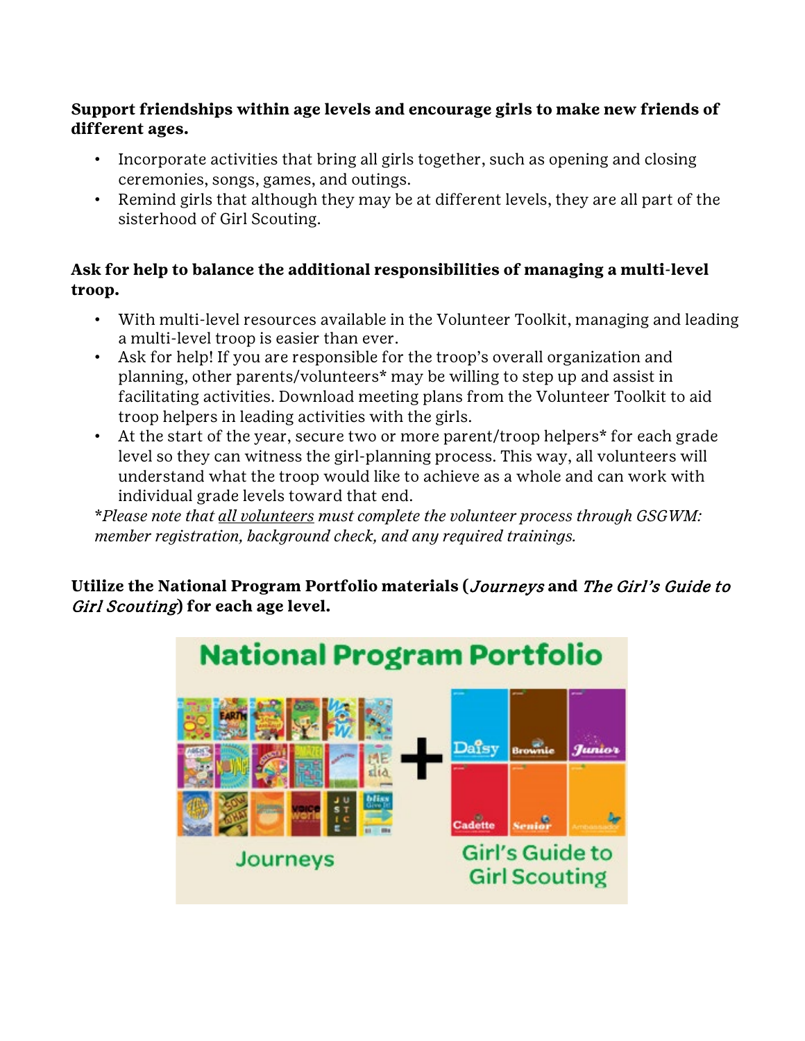**Support friendships within age levels and encourage girls to make new friends of different ages.**

- Incorporate activities that bring all girls together, such as opening and closing ceremonies, songs, games, and outings.
- Remind girls that although they may be at different levels, they are all part of the sisterhood of Girl Scouting.

**Ask for help to balance the additional responsibilities of managing a multi-level troop.**

- With multi-level resources available in the Volunteer Toolkit, managing and leading a multi-level troop is easier than ever.
- Ask for help! If you are responsible for the troop's overall organization and planning, other parents/volunteers* may be willing to step up and assist in facilitating activities. Download meeting plans from the Volunteer Toolkit to aid troop helpers in leading activities with the girls.
- At the start of the year, secure two or more parent/troop helpers* for each grade level so they can witness the girl-planning process. This way, all volunteers will understand what the troop would like to achieve as a whole and can work with individual grade levels toward that end.

*\*Please note that <u>all volunteers</u> must complete the volunteer process through GSGWM: member registration, background check, and any required trainings.*

**Utilize the National Program Portfolio materials (*Journeys* and *The Girl's Guide to Girl Scouting*) for each age level.**

National Program Portfolio

Journeys + Girl's Guide to Girl Scouting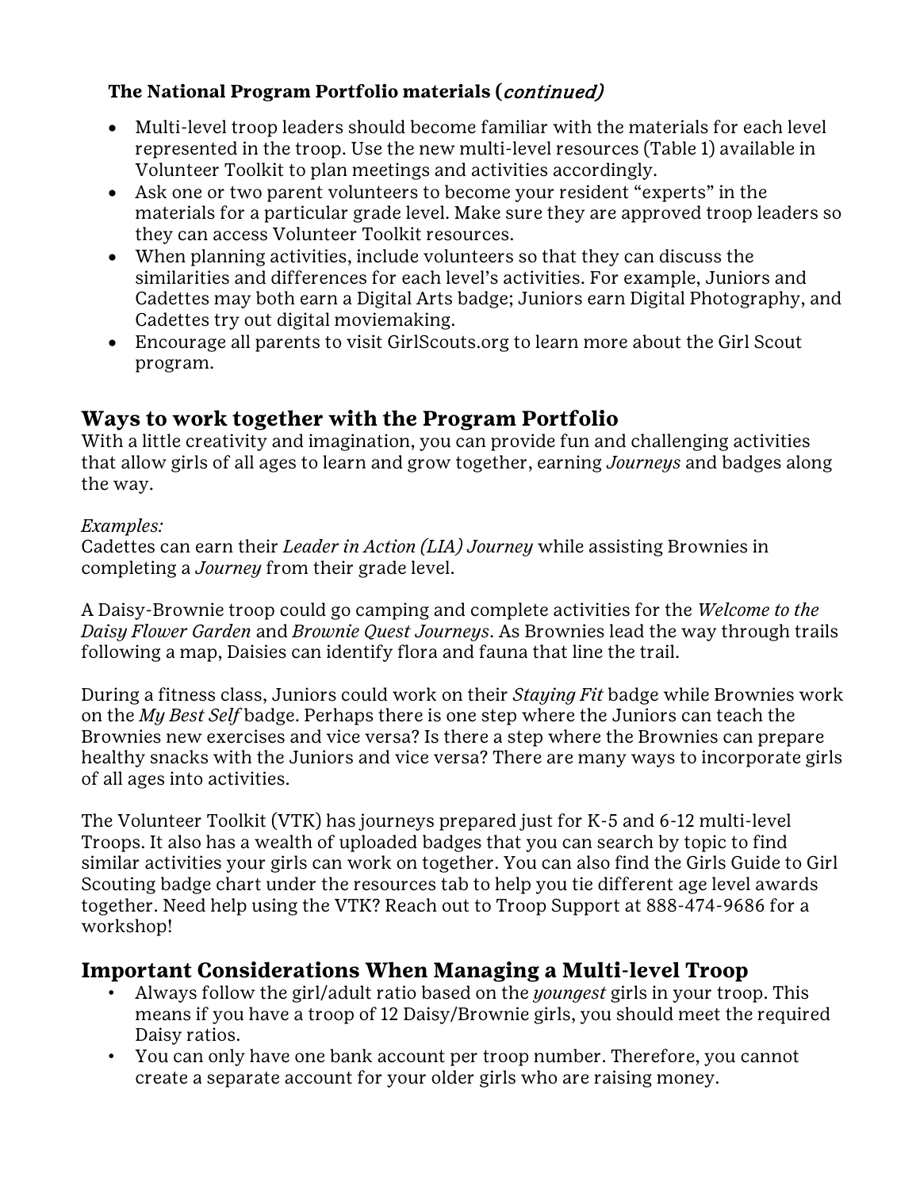**The National Program Portfolio materials (*continued*)**

- Multi-level troop leaders should become familiar with the materials for each level represented in the troop. Use the new multi-level resources (Table 1) available in Volunteer Toolkit to plan meetings and activities accordingly.
- Ask one or two parent volunteers to become your resident "experts" in the materials for a particular grade level. Make sure they are approved troop leaders so they can access Volunteer Toolkit resources.
- When planning activities, include volunteers so that they can discuss the similarities and differences for each level's activities. For example, Juniors and Cadettes may both earn a Digital Arts badge; Juniors earn Digital Photography, and Cadettes try out digital moviemaking.
- Encourage all parents to visit GirlScouts.org to learn more about the Girl Scout program.

## Ways to work together with the Program Portfolio

With a little creativity and imagination, you can provide fun and challenging activities that allow girls of all ages to learn and grow together, earning *Journeys* and badges along the way.

*Examples:*

Cadettes can earn their *Leader in Action (LIA) Journey* while assisting Brownies in completing a *Journey* from their grade level.

A Daisy-Brownie troop could go camping and complete activities for the *Welcome to the Daisy Flower Garden* and *Brownie Quest Journeys*. As Brownies lead the way through trails following a map, Daisies can identify flora and fauna that line the trail.

During a fitness class, Juniors could work on their *Staying Fit* badge while Brownies work on the *My Best Self* badge. Perhaps there is one step where the Juniors can teach the Brownies new exercises and vice versa? Is there a step where the Brownies can prepare healthy snacks with the Juniors and vice versa? There are many ways to incorporate girls of all ages into activities.

The Volunteer Toolkit (VTK) has journeys prepared just for K-5 and 6-12 multi-level Troops. It also has a wealth of uploaded badges that you can search by topic to find similar activities your girls can work on together. You can also find the Girls Guide to Girl Scouting badge chart under the resources tab to help you tie different age level awards together. Need help using the VTK? Reach out to Troop Support at 888-474-9686 for a workshop!

## Important Considerations When Managing a Multi-level Troop

- Always follow the girl/adult ratio based on the *youngest* girls in your troop. This means if you have a troop of 12 Daisy/Brownie girls, you should meet the required Daisy ratios.
- You can only have one bank account per troop number. Therefore, you cannot create a separate account for your older girls who are raising money.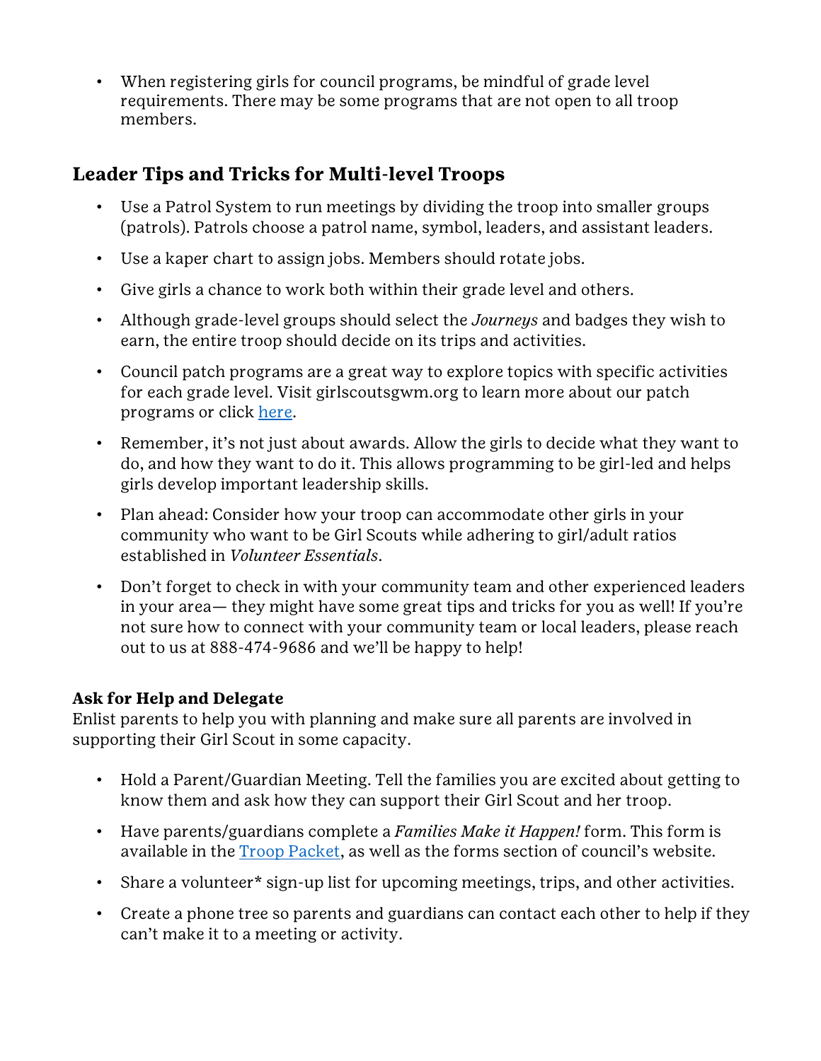- When registering girls for council programs, be mindful of grade level requirements. There may be some programs that are not open to all troop members.

## Leader Tips and Tricks for Multi-level Troops

- Use a Patrol System to run meetings by dividing the troop into smaller groups (patrols). Patrols choose a patrol name, symbol, leaders, and assistant leaders.
- Use a kaper chart to assign jobs. Members should rotate jobs.
- Give girls a chance to work both within their grade level and others.
- Although grade-level groups should select the *Journeys* and badges they wish to earn, the entire troop should decide on its trips and activities.
- Council patch programs are a great way to explore topics with specific activities for each grade level. Visit girlscoutsgwm.org to learn more about our patch programs or click [here](#).
- Remember, it's not just about awards. Allow the girls to decide what they want to do, and how they want to do it. This allows programming to be girl-led and helps girls develop important leadership skills.
- Plan ahead: Consider how your troop can accommodate other girls in your community who want to be Girl Scouts while adhering to girl/adult ratios established in *Volunteer Essentials*.
- Don't forget to check in with your community team and other experienced leaders in your area— they might have some great tips and tricks for you as well! If you're not sure how to connect with your community team or local leaders, please reach out to us at 888-474-9686 and we'll be happy to help!

### Ask for Help and Delegate

Enlist parents to help you with planning and make sure all parents are involved in supporting their Girl Scout in some capacity.

- Hold a Parent/Guardian Meeting. Tell the families you are excited about getting to know them and ask how they can support their Girl Scout and her troop.
- Have parents/guardians complete a *Families Make it Happen!* form. This form is available in the [Troop Packet](#), as well as the forms section of council's website.
- Share a volunteer* sign-up list for upcoming meetings, trips, and other activities.
- Create a phone tree so parents and guardians can contact each other to help if they can't make it to a meeting or activity.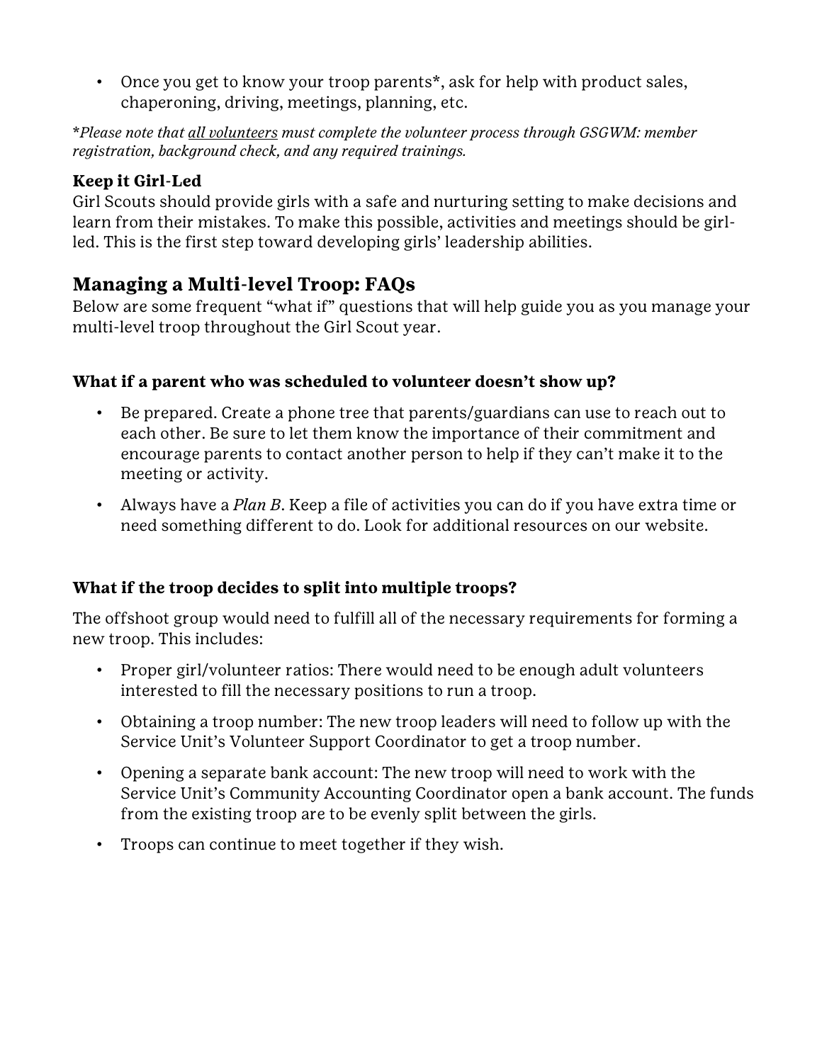- Once you get to know your troop parents*, ask for help with product sales, chaperoning, driving, meetings, planning, etc.

**Please note that *all volunteers* must complete the volunteer process through GSGWM: member registration, background check, and any required trainings.*

**Keep it Girl-Led**
Girl Scouts should provide girls with a safe and nurturing setting to make decisions and learn from their mistakes. To make this possible, activities and meetings should be girl-led. This is the first step toward developing girls' leadership abilities.

## Managing a Multi-level Troop: FAQs

Below are some frequent "what if" questions that will help guide you as you manage your multi-level troop throughout the Girl Scout year.

### What if a parent who was scheduled to volunteer doesn't show up?

- Be prepared. Create a phone tree that parents/guardians can use to reach out to each other. Be sure to let them know the importance of their commitment and encourage parents to contact another person to help if they can't make it to the meeting or activity.
- Always have a *Plan B*. Keep a file of activities you can do if you have extra time or need something different to do. Look for additional resources on our website.

### What if the troop decides to split into multiple troops?

The offshoot group would need to fulfill all of the necessary requirements for forming a new troop. This includes:

- Proper girl/volunteer ratios: There would need to be enough adult volunteers interested to fill the necessary positions to run a troop.
- Obtaining a troop number: The new troop leaders will need to follow up with the Service Unit's Volunteer Support Coordinator to get a troop number.
- Opening a separate bank account: The new troop will need to work with the Service Unit's Community Accounting Coordinator open a bank account. The funds from the existing troop are to be evenly split between the girls.
- Troops can continue to meet together if they wish.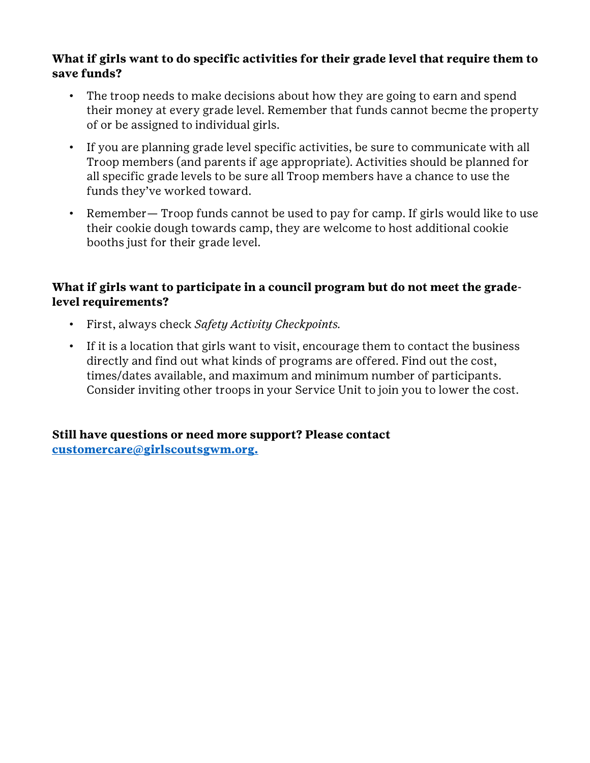**What if girls want to do specific activities for their grade level that require them to save funds?**

- The troop needs to make decisions about how they are going to earn and spend their money at every grade level. Remember that funds cannot becme the property of or be assigned to individual girls.
- If you are planning grade level specific activities, be sure to communicate with all Troop members (and parents if age appropriate). Activities should be planned for all specific grade levels to be sure all Troop members have a chance to use the funds they've worked toward.
- Remember— Troop funds cannot be used to pay for camp. If girls would like to use their cookie dough towards camp, they are welcome to host additional cookie booths just for their grade level.

**What if girls want to participate in a council program but do not meet the grade-level requirements?**

- First, always check *Safety Activity Checkpoints.*
- If it is a location that girls want to visit, encourage them to contact the business directly and find out what kinds of programs are offered. Find out the cost, times/dates available, and maximum and minimum number of participants. Consider inviting other troops in your Service Unit to join you to lower the cost.

**Still have questions or need more support? Please contact [customercare@girlscoutsgwm.org.](mailto:customercare@girlscoutsgwm.org)**